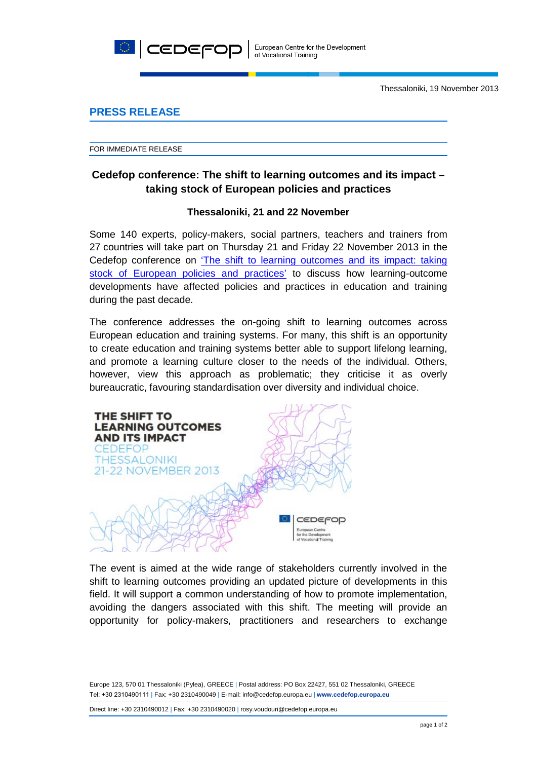Thessaloniki, 19 November 2013

## PRESS RELEASE

FOR IMMEDIATE RELEASE

### Cedefop conference: The shift to learning outcomes and its impact – taking stock of European policies and practices

**Thessaloniki, 21 and 22 November**

Some 140 experts, policy-makers, social partners, teachers and trainers from 27 countries will take part on Thursday 21 and Friday 22 November 2013 in the Cedefop conference on 'The shift to learning outcomes and its impact: taking stock of European policies and practices' to discuss how learning-outcome developments have affected policies and practices in education and training during the past decade.

The conference addresses the on-going shift to learning outcomes across European education and training systems. For many, this shift is an opportunity to create education and training systems better able to support lifelong learning, and promote a learning culture closer to the needs of the individual. Others, however, view this approach as problematic; they criticise it as overly bureaucratic, favouring standardisation over diversity and individual choice.

THE SHIFT TO LEARNING OUTCOMES AND ITS IMPACT
CEDEFOP
THESSALONIKI
21-22 NOVEMBER 2013

The event is aimed at the wide range of stakeholders currently involved in the shift to learning outcomes providing an updated picture of developments in this field. It will support a common understanding of how to promote implementation, avoiding the dangers associated with this shift. The meeting will provide an opportunity for policy-makers, practitioners and researchers to exchange

Europe 123, 570 01 Thessaloniki (Pylea), GREECE | Postal address: PO Box 22427, 551 02 Thessaloniki, GREECE
Tel: +30 2310490111 | Fax: +30 2310490049 | E-mail: info@cedefop.europa.eu | **www.cedefop.europa.eu**

Direct line: +30 2310490012 | Fax: +30 2310490020 | rosy.voudouri@cedefop.europa.eu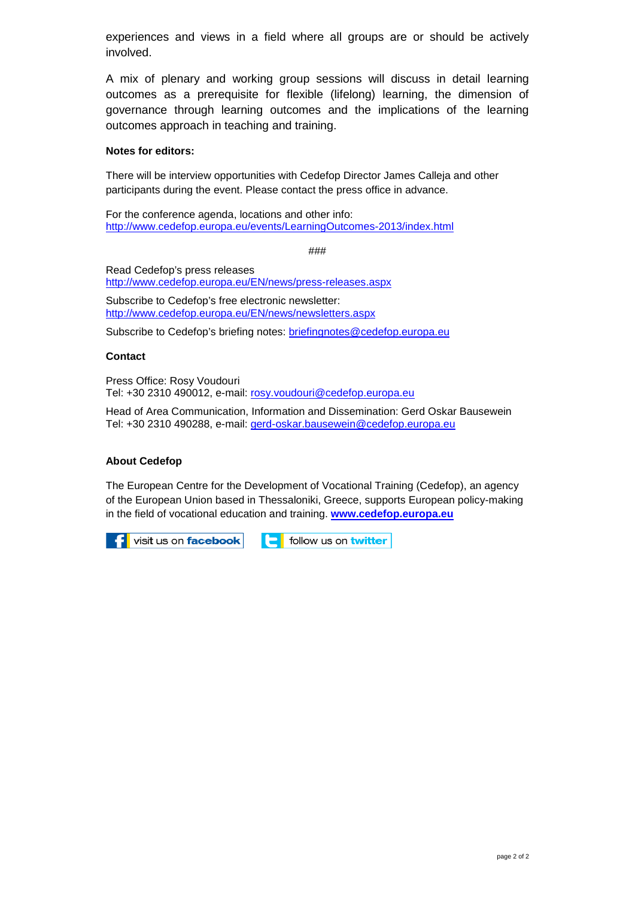experiences and views in a field where all groups are or should be actively involved.

A mix of plenary and working group sessions will discuss in detail learning outcomes as a prerequisite for flexible (lifelong) learning, the dimension of governance through learning outcomes and the implications of the learning outcomes approach in teaching and training.

**Notes for editors:**

There will be interview opportunities with Cedefop Director James Calleja and other participants during the event. Please contact the press office in advance.

For the conference agenda, locations and other info:
http://www.cedefop.europa.eu/events/LearningOutcomes-2013/index.html

###

Read Cedefop's press releases
http://www.cedefop.europa.eu/EN/news/press-releases.aspx

Subscribe to Cedefop's free electronic newsletter:
http://www.cedefop.europa.eu/EN/news/newsletters.aspx

Subscribe to Cedefop's briefing notes: briefingnotes@cedefop.europa.eu

**Contact**

Press Office: Rosy Voudouri
Tel: +30 2310 490012, e-mail: rosy.voudouri@cedefop.europa.eu

Head of Area Communication, Information and Dissemination: Gerd Oskar Bausewein
Tel: +30 2310 490288, e-mail: gerd-oskar.bausewein@cedefop.europa.eu

**About Cedefop**

The European Centre for the Development of Vocational Training (Cedefop), an agency of the European Union based in Thessaloniki, Greece, supports European policy-making in the field of vocational education and training. **www.cedefop.europa.eu**

visit us on **facebook**    follow us on **twitter**